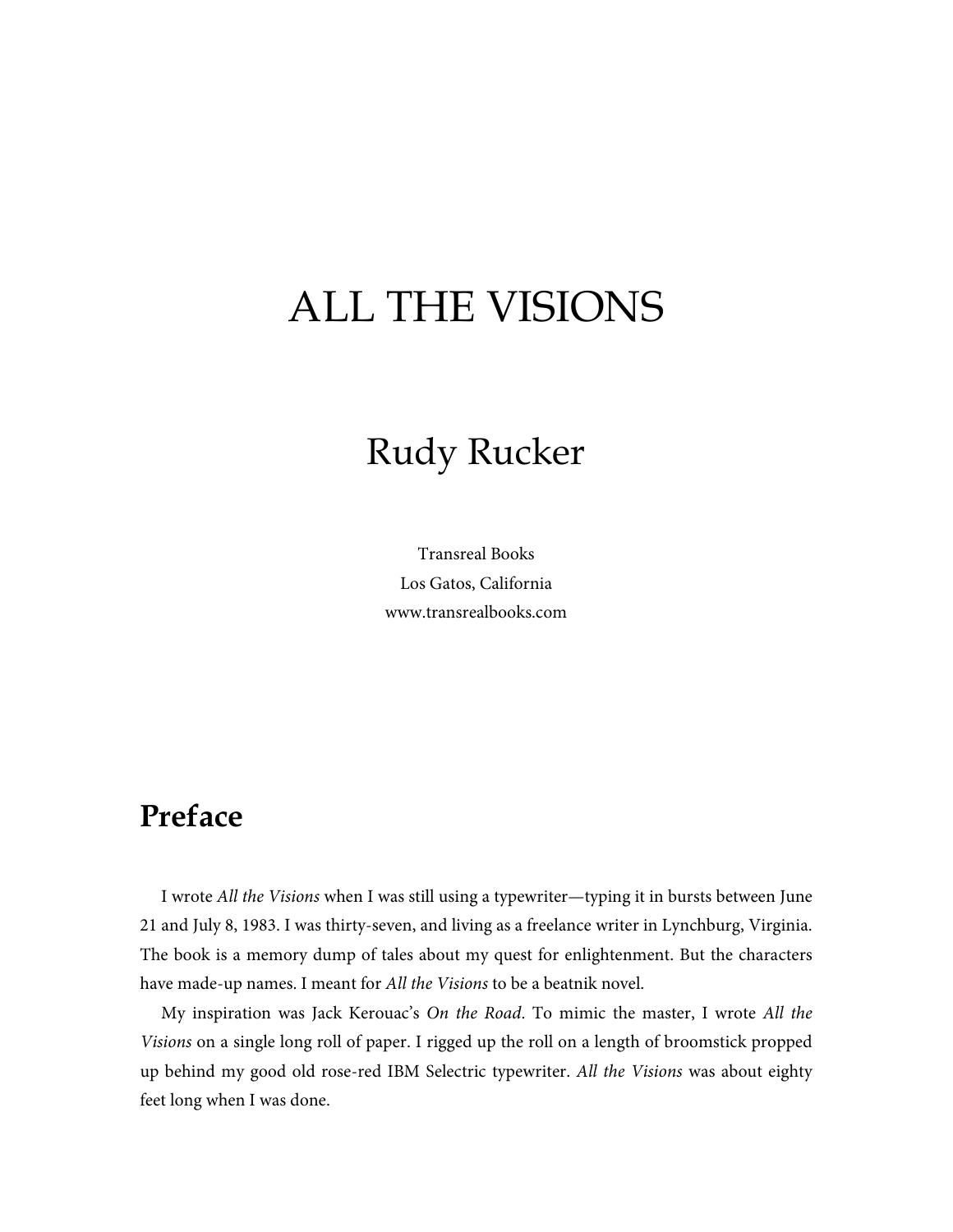# ALL THE VISIONS

## Rudy Rucker

Transreal Books
Los Gatos, California
www.transrealbooks.com

## Preface

I wrote *All the Visions* when I was still using a typewriter—typing it in bursts between June 21 and July 8, 1983. I was thirty-seven, and living as a freelance writer in Lynchburg, Virginia. The book is a memory dump of tales about my quest for enlightenment. But the characters have made-up names. I meant for *All the Visions* to be a beatnik novel.

My inspiration was Jack Kerouac's *On the Road*. To mimic the master, I wrote *All the Visions* on a single long roll of paper. I rigged up the roll on a length of broomstick propped up behind my good old rose-red IBM Selectric typewriter. *All the Visions* was about eighty feet long when I was done.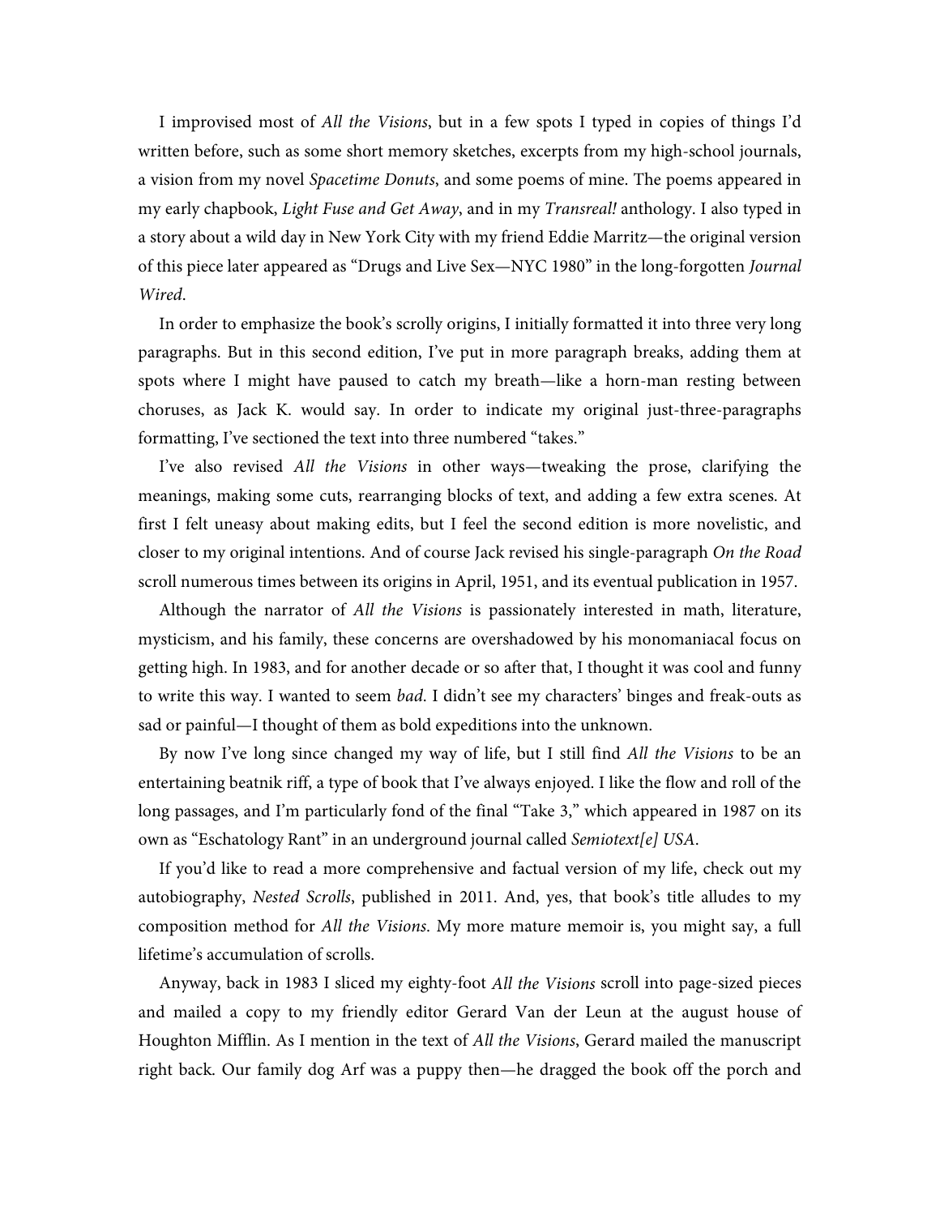I improvised most of *All the Visions*, but in a few spots I typed in copies of things I'd written before, such as some short memory sketches, excerpts from my high-school journals, a vision from my novel *Spacetime Donuts*, and some poems of mine. The poems appeared in my early chapbook, *Light Fuse and Get Away*, and in my *Transreal!* anthology. I also typed in a story about a wild day in New York City with my friend Eddie Marritz—the original version of this piece later appeared as "Drugs and Live Sex—NYC 1980" in the long-forgotten *Journal Wired*.

In order to emphasize the book's scrolly origins, I initially formatted it into three very long paragraphs. But in this second edition, I've put in more paragraph breaks, adding them at spots where I might have paused to catch my breath—like a horn-man resting between choruses, as Jack K. would say. In order to indicate my original just-three-paragraphs formatting, I've sectioned the text into three numbered "takes."

I've also revised *All the Visions* in other ways—tweaking the prose, clarifying the meanings, making some cuts, rearranging blocks of text, and adding a few extra scenes. At first I felt uneasy about making edits, but I feel the second edition is more novelistic, and closer to my original intentions. And of course Jack revised his single-paragraph *On the Road* scroll numerous times between its origins in April, 1951, and its eventual publication in 1957.

Although the narrator of *All the Visions* is passionately interested in math, literature, mysticism, and his family, these concerns are overshadowed by his monomaniacal focus on getting high. In 1983, and for another decade or so after that, I thought it was cool and funny to write this way. I wanted to seem *bad*. I didn't see my characters' binges and freak-outs as sad or painful—I thought of them as bold expeditions into the unknown.

By now I've long since changed my way of life, but I still find *All the Visions* to be an entertaining beatnik riff, a type of book that I've always enjoyed. I like the flow and roll of the long passages, and I'm particularly fond of the final "Take 3," which appeared in 1987 on its own as "Eschatology Rant" in an underground journal called *Semiotext[e] USA*.

If you'd like to read a more comprehensive and factual version of my life, check out my autobiography, *Nested Scrolls*, published in 2011. And, yes, that book's title alludes to my composition method for *All the Visions*. My more mature memoir is, you might say, a full lifetime's accumulation of scrolls.

Anyway, back in 1983 I sliced my eighty-foot *All the Visions* scroll into page-sized pieces and mailed a copy to my friendly editor Gerard Van der Leun at the august house of Houghton Mifflin. As I mention in the text of *All the Visions*, Gerard mailed the manuscript right back. Our family dog Arf was a puppy then—he dragged the book off the porch and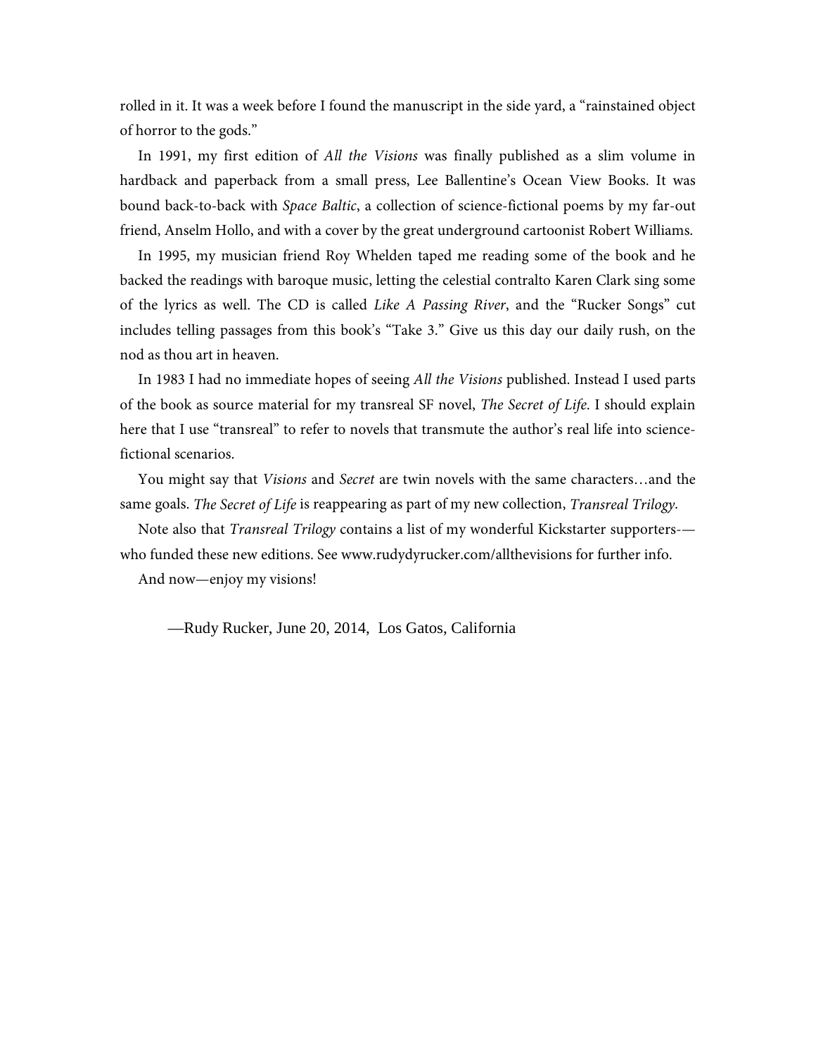rolled in it. It was a week before I found the manuscript in the side yard, a "rainstained object of horror to the gods."

In 1991, my first edition of *All the Visions* was finally published as a slim volume in hardback and paperback from a small press, Lee Ballentine's Ocean View Books. It was bound back-to-back with *Space Baltic*, a collection of science-fictional poems by my far-out friend, Anselm Hollo, and with a cover by the great underground cartoonist Robert Williams.

In 1995, my musician friend Roy Whelden taped me reading some of the book and he backed the readings with baroque music, letting the celestial contralto Karen Clark sing some of the lyrics as well. The CD is called *Like A Passing River*, and the "Rucker Songs" cut includes telling passages from this book's "Take 3." Give us this day our daily rush, on the nod as thou art in heaven.

In 1983 I had no immediate hopes of seeing *All the Visions* published. Instead I used parts of the book as source material for my transreal SF novel, *The Secret of Life*. I should explain here that I use "transreal" to refer to novels that transmute the author's real life into science-fictional scenarios.

You might say that *Visions* and *Secret* are twin novels with the same characters…and the same goals. *The Secret of Life* is reappearing as part of my new collection, *Transreal Trilogy*.

Note also that *Transreal Trilogy* contains a list of my wonderful Kickstarter supporters-—who funded these new editions. See www.rudydyrucker.com/allthevisions for further info.

And now—enjoy my visions!

—Rudy Rucker, June 20, 2014, Los Gatos, California